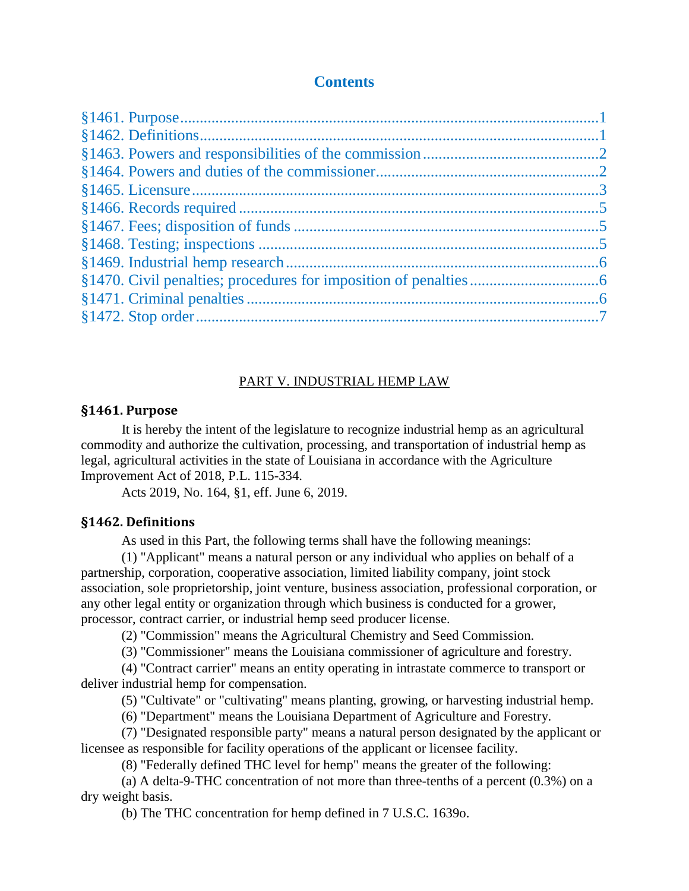## Contents

§1461. Purpose....1
§1462. Definitions....1
§1463. Powers and responsibilities of the commission....2
§1464. Powers and duties of the commissioner....2
§1465. Licensure....3
§1466. Records required....5
§1467. Fees; disposition of funds....5
§1468. Testing; inspections....5
§1469. Industrial hemp research....6
§1470. Civil penalties; procedures for imposition of penalties....6
§1471. Criminal penalties....6
§1472. Stop order....7

PART V. INDUSTRIAL HEMP LAW

### §1461. Purpose

It is hereby the intent of the legislature to recognize industrial hemp as an agricultural commodity and authorize the cultivation, processing, and transportation of industrial hemp as legal, agricultural activities in the state of Louisiana in accordance with the Agriculture Improvement Act of 2018, P.L. 115-334.

Acts 2019, No. 164, §1, eff. June 6, 2019.

### §1462. Definitions

As used in this Part, the following terms shall have the following meanings:

(1) "Applicant" means a natural person or any individual who applies on behalf of a partnership, corporation, cooperative association, limited liability company, joint stock association, sole proprietorship, joint venture, business association, professional corporation, or any other legal entity or organization through which business is conducted for a grower, processor, contract carrier, or industrial hemp seed producer license.

(2) "Commission" means the Agricultural Chemistry and Seed Commission.

(3) "Commissioner" means the Louisiana commissioner of agriculture and forestry.

(4) "Contract carrier" means an entity operating in intrastate commerce to transport or deliver industrial hemp for compensation.

(5) "Cultivate" or "cultivating" means planting, growing, or harvesting industrial hemp.

(6) "Department" means the Louisiana Department of Agriculture and Forestry.

(7) "Designated responsible party" means a natural person designated by the applicant or licensee as responsible for facility operations of the applicant or licensee facility.

(8) "Federally defined THC level for hemp" means the greater of the following:

(a) A delta-9-THC concentration of not more than three-tenths of a percent (0.3%) on a dry weight basis.

(b) The THC concentration for hemp defined in 7 U.S.C. 1639o.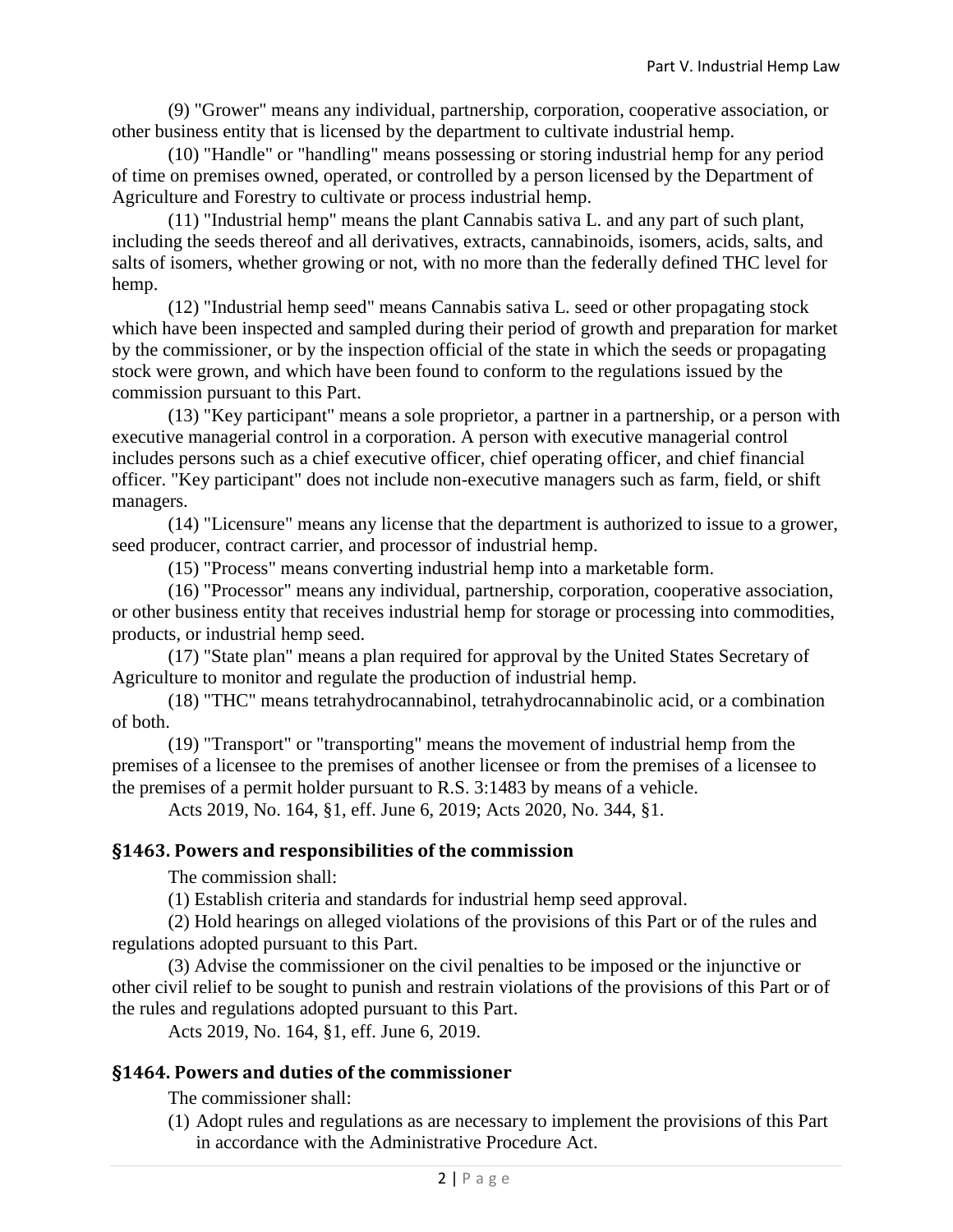(9) "Grower" means any individual, partnership, corporation, cooperative association, or other business entity that is licensed by the department to cultivate industrial hemp.

(10) "Handle" or "handling" means possessing or storing industrial hemp for any period of time on premises owned, operated, or controlled by a person licensed by the Department of Agriculture and Forestry to cultivate or process industrial hemp.

(11) "Industrial hemp" means the plant Cannabis sativa L. and any part of such plant, including the seeds thereof and all derivatives, extracts, cannabinoids, isomers, acids, salts, and salts of isomers, whether growing or not, with no more than the federally defined THC level for hemp.

(12) "Industrial hemp seed" means Cannabis sativa L. seed or other propagating stock which have been inspected and sampled during their period of growth and preparation for market by the commissioner, or by the inspection official of the state in which the seeds or propagating stock were grown, and which have been found to conform to the regulations issued by the commission pursuant to this Part.

(13) "Key participant" means a sole proprietor, a partner in a partnership, or a person with executive managerial control in a corporation. A person with executive managerial control includes persons such as a chief executive officer, chief operating officer, and chief financial officer. "Key participant" does not include non-executive managers such as farm, field, or shift managers.

(14) "Licensure" means any license that the department is authorized to issue to a grower, seed producer, contract carrier, and processor of industrial hemp.

(15) "Process" means converting industrial hemp into a marketable form.

(16) "Processor" means any individual, partnership, corporation, cooperative association, or other business entity that receives industrial hemp for storage or processing into commodities, products, or industrial hemp seed.

(17) "State plan" means a plan required for approval by the United States Secretary of Agriculture to monitor and regulate the production of industrial hemp.

(18) "THC" means tetrahydrocannabinol, tetrahydrocannabinolic acid, or a combination of both.

(19) "Transport" or "transporting" means the movement of industrial hemp from the premises of a licensee to the premises of another licensee or from the premises of a licensee to the premises of a permit holder pursuant to R.S. 3:1483 by means of a vehicle.

Acts 2019, No. 164, §1, eff. June 6, 2019; Acts 2020, No. 344, §1.

## §1463. Powers and responsibilities of the commission

The commission shall:

(1) Establish criteria and standards for industrial hemp seed approval.

(2) Hold hearings on alleged violations of the provisions of this Part or of the rules and regulations adopted pursuant to this Part.

(3) Advise the commissioner on the civil penalties to be imposed or the injunctive or other civil relief to be sought to punish and restrain violations of the provisions of this Part or of the rules and regulations adopted pursuant to this Part.

Acts 2019, No. 164, §1, eff. June 6, 2019.

## §1464. Powers and duties of the commissioner

The commissioner shall:

(1) Adopt rules and regulations as are necessary to implement the provisions of this Part in accordance with the Administrative Procedure Act.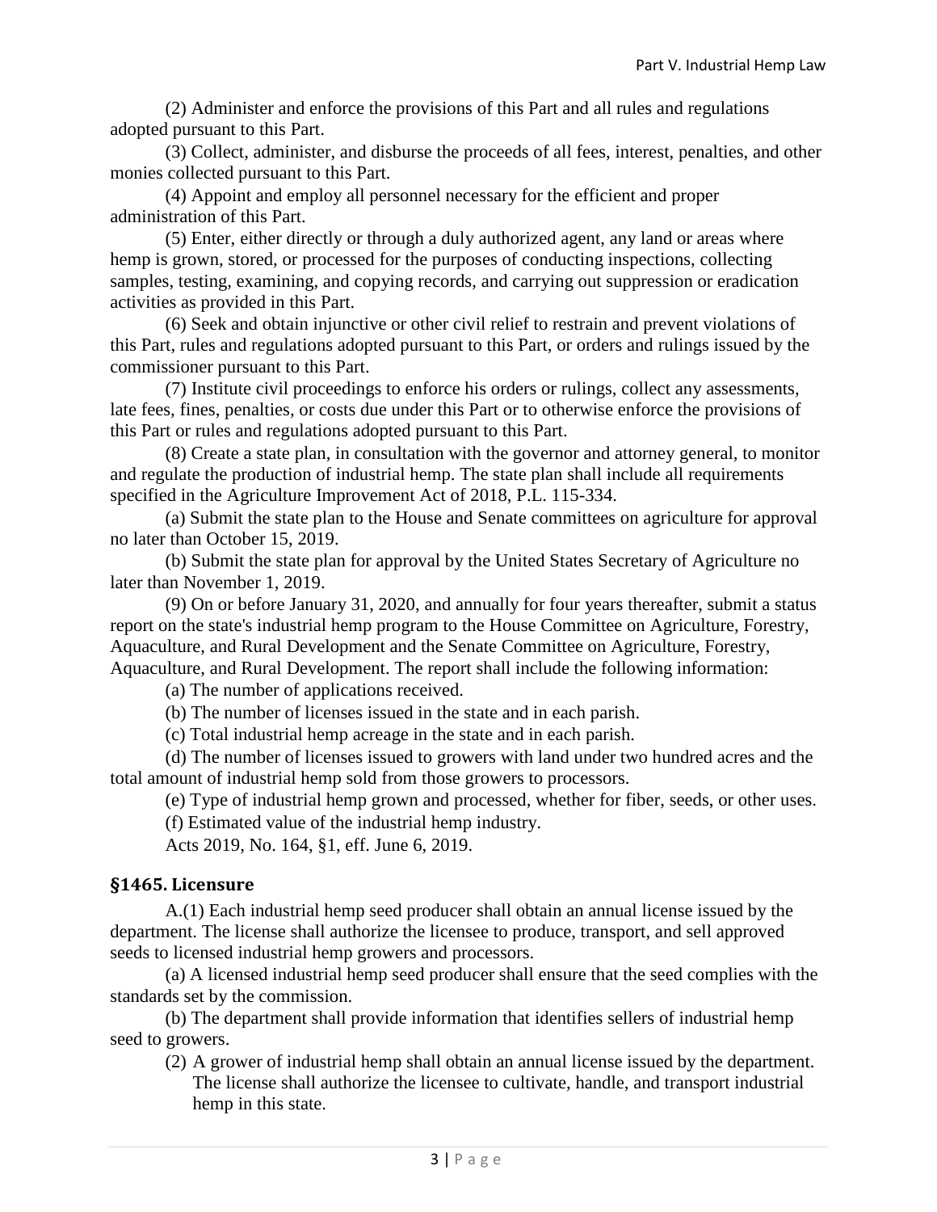(2) Administer and enforce the provisions of this Part and all rules and regulations adopted pursuant to this Part.

(3) Collect, administer, and disburse the proceeds of all fees, interest, penalties, and other monies collected pursuant to this Part.

(4) Appoint and employ all personnel necessary for the efficient and proper administration of this Part.

(5) Enter, either directly or through a duly authorized agent, any land or areas where hemp is grown, stored, or processed for the purposes of conducting inspections, collecting samples, testing, examining, and copying records, and carrying out suppression or eradication activities as provided in this Part.

(6) Seek and obtain injunctive or other civil relief to restrain and prevent violations of this Part, rules and regulations adopted pursuant to this Part, or orders and rulings issued by the commissioner pursuant to this Part.

(7) Institute civil proceedings to enforce his orders or rulings, collect any assessments, late fees, fines, penalties, or costs due under this Part or to otherwise enforce the provisions of this Part or rules and regulations adopted pursuant to this Part.

(8) Create a state plan, in consultation with the governor and attorney general, to monitor and regulate the production of industrial hemp. The state plan shall include all requirements specified in the Agriculture Improvement Act of 2018, P.L. 115-334.

(a) Submit the state plan to the House and Senate committees on agriculture for approval no later than October 15, 2019.

(b) Submit the state plan for approval by the United States Secretary of Agriculture no later than November 1, 2019.

(9) On or before January 31, 2020, and annually for four years thereafter, submit a status report on the state's industrial hemp program to the House Committee on Agriculture, Forestry, Aquaculture, and Rural Development and the Senate Committee on Agriculture, Forestry, Aquaculture, and Rural Development. The report shall include the following information:

(a) The number of applications received.

(b) The number of licenses issued in the state and in each parish.

(c) Total industrial hemp acreage in the state and in each parish.

(d) The number of licenses issued to growers with land under two hundred acres and the total amount of industrial hemp sold from those growers to processors.

(e) Type of industrial hemp grown and processed, whether for fiber, seeds, or other uses.

(f) Estimated value of the industrial hemp industry.

Acts 2019, No. 164, §1, eff. June 6, 2019.

## §1465. Licensure

A.(1) Each industrial hemp seed producer shall obtain an annual license issued by the department. The license shall authorize the licensee to produce, transport, and sell approved seeds to licensed industrial hemp growers and processors.

(a) A licensed industrial hemp seed producer shall ensure that the seed complies with the standards set by the commission.

(b) The department shall provide information that identifies sellers of industrial hemp seed to growers.

(2) A grower of industrial hemp shall obtain an annual license issued by the department. The license shall authorize the licensee to cultivate, handle, and transport industrial hemp in this state.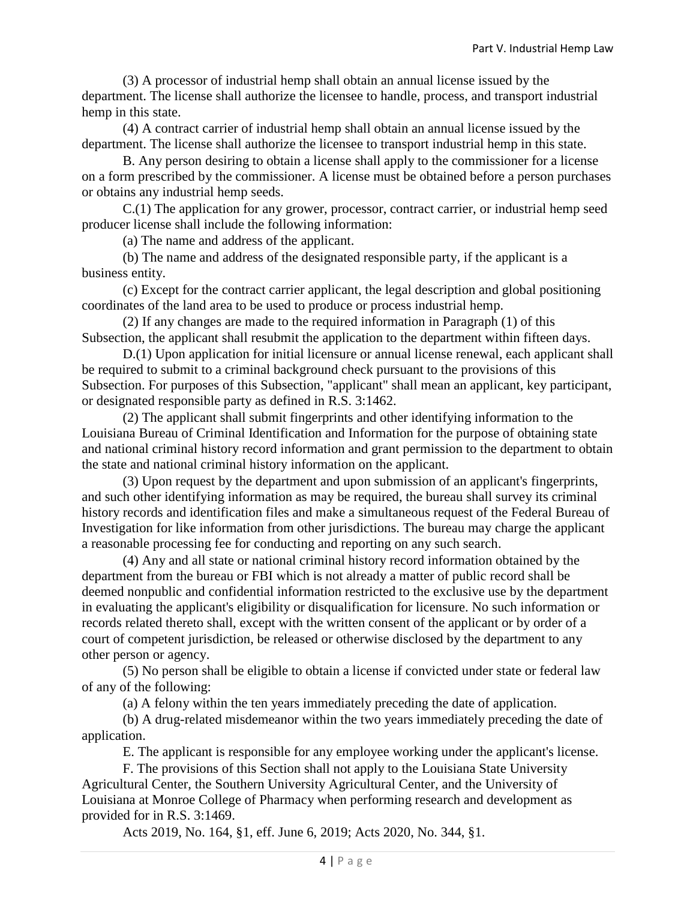(3) A processor of industrial hemp shall obtain an annual license issued by the department. The license shall authorize the licensee to handle, process, and transport industrial hemp in this state.

(4) A contract carrier of industrial hemp shall obtain an annual license issued by the department. The license shall authorize the licensee to transport industrial hemp in this state.

B. Any person desiring to obtain a license shall apply to the commissioner for a license on a form prescribed by the commissioner. A license must be obtained before a person purchases or obtains any industrial hemp seeds.

C.(1) The application for any grower, processor, contract carrier, or industrial hemp seed producer license shall include the following information:

(a) The name and address of the applicant.

(b) The name and address of the designated responsible party, if the applicant is a business entity.

(c) Except for the contract carrier applicant, the legal description and global positioning coordinates of the land area to be used to produce or process industrial hemp.

(2) If any changes are made to the required information in Paragraph (1) of this Subsection, the applicant shall resubmit the application to the department within fifteen days.

D.(1) Upon application for initial licensure or annual license renewal, each applicant shall be required to submit to a criminal background check pursuant to the provisions of this Subsection. For purposes of this Subsection, "applicant" shall mean an applicant, key participant, or designated responsible party as defined in R.S. 3:1462.

(2) The applicant shall submit fingerprints and other identifying information to the Louisiana Bureau of Criminal Identification and Information for the purpose of obtaining state and national criminal history record information and grant permission to the department to obtain the state and national criminal history information on the applicant.

(3) Upon request by the department and upon submission of an applicant's fingerprints, and such other identifying information as may be required, the bureau shall survey its criminal history records and identification files and make a simultaneous request of the Federal Bureau of Investigation for like information from other jurisdictions. The bureau may charge the applicant a reasonable processing fee for conducting and reporting on any such search.

(4) Any and all state or national criminal history record information obtained by the department from the bureau or FBI which is not already a matter of public record shall be deemed nonpublic and confidential information restricted to the exclusive use by the department in evaluating the applicant's eligibility or disqualification for licensure. No such information or records related thereto shall, except with the written consent of the applicant or by order of a court of competent jurisdiction, be released or otherwise disclosed by the department to any other person or agency.

(5) No person shall be eligible to obtain a license if convicted under state or federal law of any of the following:

(a) A felony within the ten years immediately preceding the date of application.

(b) A drug-related misdemeanor within the two years immediately preceding the date of application.

E. The applicant is responsible for any employee working under the applicant's license.

F. The provisions of this Section shall not apply to the Louisiana State University Agricultural Center, the Southern University Agricultural Center, and the University of Louisiana at Monroe College of Pharmacy when performing research and development as provided for in R.S. 3:1469.

Acts 2019, No. 164, §1, eff. June 6, 2019; Acts 2020, No. 344, §1.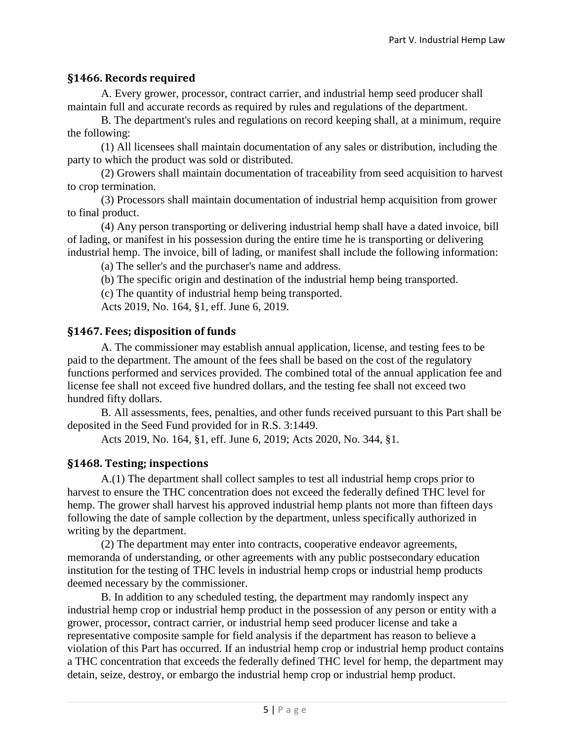### §1466. Records required

A. Every grower, processor, contract carrier, and industrial hemp seed producer shall maintain full and accurate records as required by rules and regulations of the department.

B. The department's rules and regulations on record keeping shall, at a minimum, require the following:

(1) All licensees shall maintain documentation of any sales or distribution, including the party to which the product was sold or distributed.

(2) Growers shall maintain documentation of traceability from seed acquisition to harvest to crop termination.

(3) Processors shall maintain documentation of industrial hemp acquisition from grower to final product.

(4) Any person transporting or delivering industrial hemp shall have a dated invoice, bill of lading, or manifest in his possession during the entire time he is transporting or delivering industrial hemp. The invoice, bill of lading, or manifest shall include the following information:

(a) The seller's and the purchaser's name and address.

(b) The specific origin and destination of the industrial hemp being transported.

(c) The quantity of industrial hemp being transported.

Acts 2019, No. 164, §1, eff. June 6, 2019.

### §1467. Fees; disposition of funds

A. The commissioner may establish annual application, license, and testing fees to be paid to the department. The amount of the fees shall be based on the cost of the regulatory functions performed and services provided. The combined total of the annual application fee and license fee shall not exceed five hundred dollars, and the testing fee shall not exceed two hundred fifty dollars.

B. All assessments, fees, penalties, and other funds received pursuant to this Part shall be deposited in the Seed Fund provided for in R.S. 3:1449.

Acts 2019, No. 164, §1, eff. June 6, 2019; Acts 2020, No. 344, §1.

### §1468. Testing; inspections

A.(1) The department shall collect samples to test all industrial hemp crops prior to harvest to ensure the THC concentration does not exceed the federally defined THC level for hemp. The grower shall harvest his approved industrial hemp plants not more than fifteen days following the date of sample collection by the department, unless specifically authorized in writing by the department.

(2) The department may enter into contracts, cooperative endeavor agreements, memoranda of understanding, or other agreements with any public postsecondary education institution for the testing of THC levels in industrial hemp crops or industrial hemp products deemed necessary by the commissioner.

B. In addition to any scheduled testing, the department may randomly inspect any industrial hemp crop or industrial hemp product in the possession of any person or entity with a grower, processor, contract carrier, or industrial hemp seed producer license and take a representative composite sample for field analysis if the department has reason to believe a violation of this Part has occurred. If an industrial hemp crop or industrial hemp product contains a THC concentration that exceeds the federally defined THC level for hemp, the department may detain, seize, destroy, or embargo the industrial hemp crop or industrial hemp product.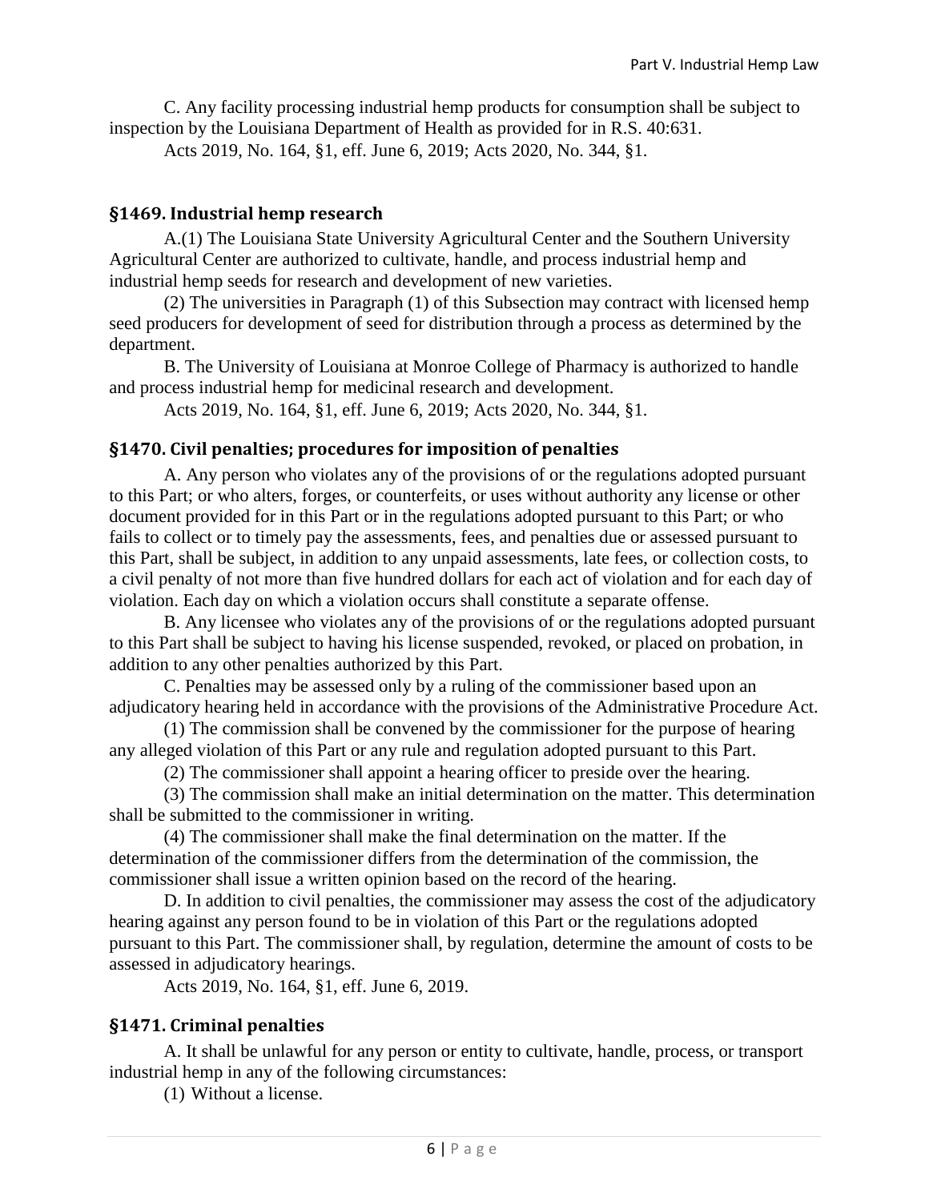C. Any facility processing industrial hemp products for consumption shall be subject to inspection by the Louisiana Department of Health as provided for in R.S. 40:631.

Acts 2019, No. 164, §1, eff. June 6, 2019; Acts 2020, No. 344, §1.

## §1469. Industrial hemp research

A.(1) The Louisiana State University Agricultural Center and the Southern University Agricultural Center are authorized to cultivate, handle, and process industrial hemp and industrial hemp seeds for research and development of new varieties.

(2) The universities in Paragraph (1) of this Subsection may contract with licensed hemp seed producers for development of seed for distribution through a process as determined by the department.

B. The University of Louisiana at Monroe College of Pharmacy is authorized to handle and process industrial hemp for medicinal research and development.

Acts 2019, No. 164, §1, eff. June 6, 2019; Acts 2020, No. 344, §1.

## §1470. Civil penalties; procedures for imposition of penalties

A. Any person who violates any of the provisions of or the regulations adopted pursuant to this Part; or who alters, forges, or counterfeits, or uses without authority any license or other document provided for in this Part or in the regulations adopted pursuant to this Part; or who fails to collect or to timely pay the assessments, fees, and penalties due or assessed pursuant to this Part, shall be subject, in addition to any unpaid assessments, late fees, or collection costs, to a civil penalty of not more than five hundred dollars for each act of violation and for each day of violation. Each day on which a violation occurs shall constitute a separate offense.

B. Any licensee who violates any of the provisions of or the regulations adopted pursuant to this Part shall be subject to having his license suspended, revoked, or placed on probation, in addition to any other penalties authorized by this Part.

C. Penalties may be assessed only by a ruling of the commissioner based upon an adjudicatory hearing held in accordance with the provisions of the Administrative Procedure Act.

(1) The commission shall be convened by the commissioner for the purpose of hearing any alleged violation of this Part or any rule and regulation adopted pursuant to this Part.

(2) The commissioner shall appoint a hearing officer to preside over the hearing.

(3) The commission shall make an initial determination on the matter. This determination shall be submitted to the commissioner in writing.

(4) The commissioner shall make the final determination on the matter. If the determination of the commissioner differs from the determination of the commission, the commissioner shall issue a written opinion based on the record of the hearing.

D. In addition to civil penalties, the commissioner may assess the cost of the adjudicatory hearing against any person found to be in violation of this Part or the regulations adopted pursuant to this Part. The commissioner shall, by regulation, determine the amount of costs to be assessed in adjudicatory hearings.

Acts 2019, No. 164, §1, eff. June 6, 2019.

## §1471. Criminal penalties

A. It shall be unlawful for any person or entity to cultivate, handle, process, or transport industrial hemp in any of the following circumstances:

(1) Without a license.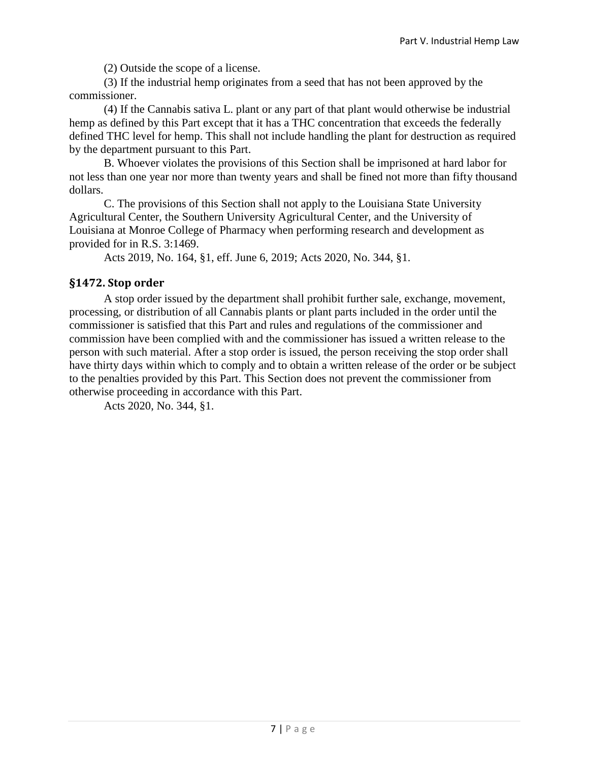(2) Outside the scope of a license.

(3) If the industrial hemp originates from a seed that has not been approved by the commissioner.

(4) If the Cannabis sativa L. plant or any part of that plant would otherwise be industrial hemp as defined by this Part except that it has a THC concentration that exceeds the federally defined THC level for hemp. This shall not include handling the plant for destruction as required by the department pursuant to this Part.

B. Whoever violates the provisions of this Section shall be imprisoned at hard labor for not less than one year nor more than twenty years and shall be fined not more than fifty thousand dollars.

C. The provisions of this Section shall not apply to the Louisiana State University Agricultural Center, the Southern University Agricultural Center, and the University of Louisiana at Monroe College of Pharmacy when performing research and development as provided for in R.S. 3:1469.

Acts 2019, No. 164, §1, eff. June 6, 2019; Acts 2020, No. 344, §1.

### §1472. Stop order

A stop order issued by the department shall prohibit further sale, exchange, movement, processing, or distribution of all Cannabis plants or plant parts included in the order until the commissioner is satisfied that this Part and rules and regulations of the commissioner and commission have been complied with and the commissioner has issued a written release to the person with such material. After a stop order is issued, the person receiving the stop order shall have thirty days within which to comply and to obtain a written release of the order or be subject to the penalties provided by this Part. This Section does not prevent the commissioner from otherwise proceeding in accordance with this Part.

Acts 2020, No. 344, §1.